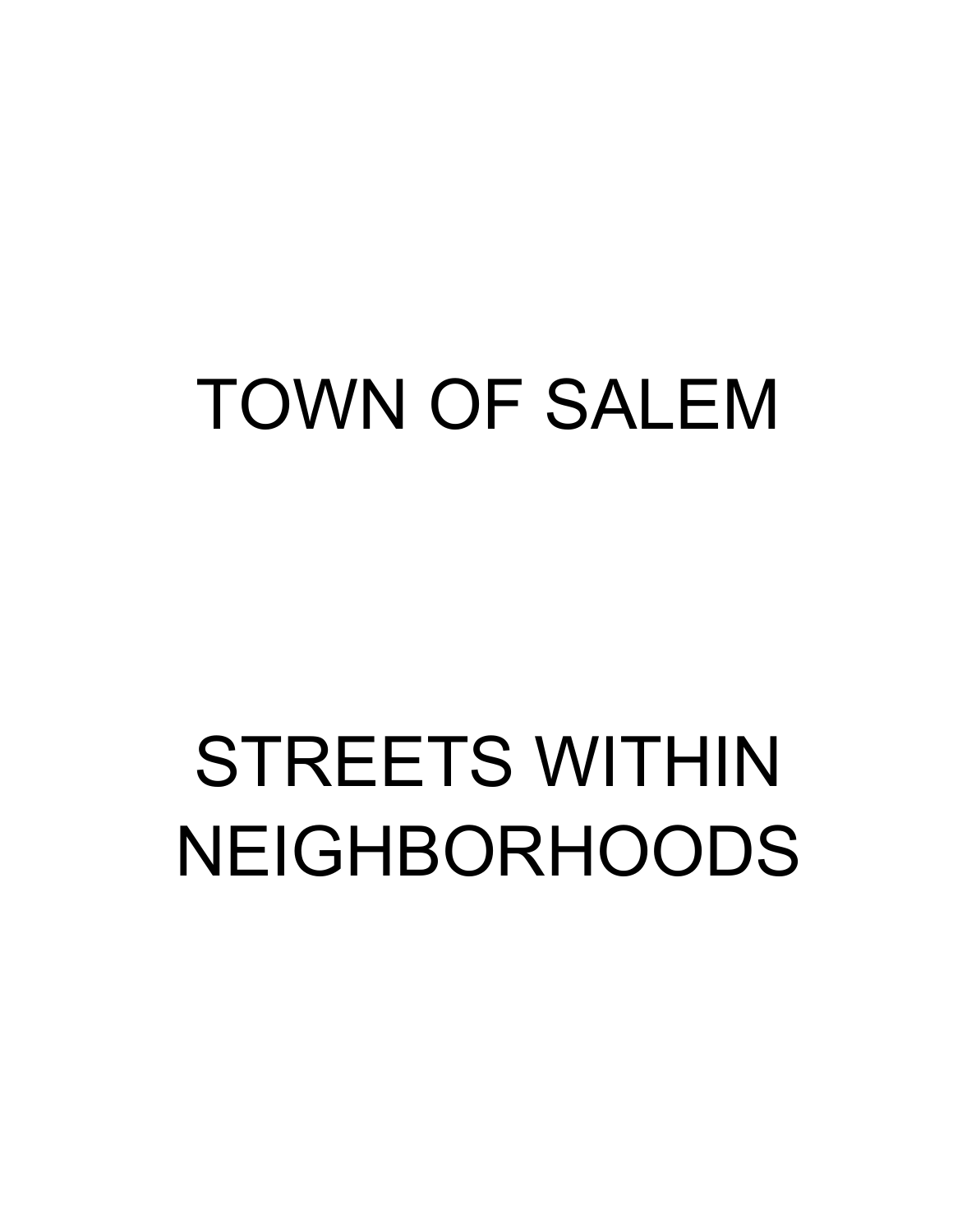# TOWN OF SALEM

# STREETS WITHIN NEIGHBORHOODS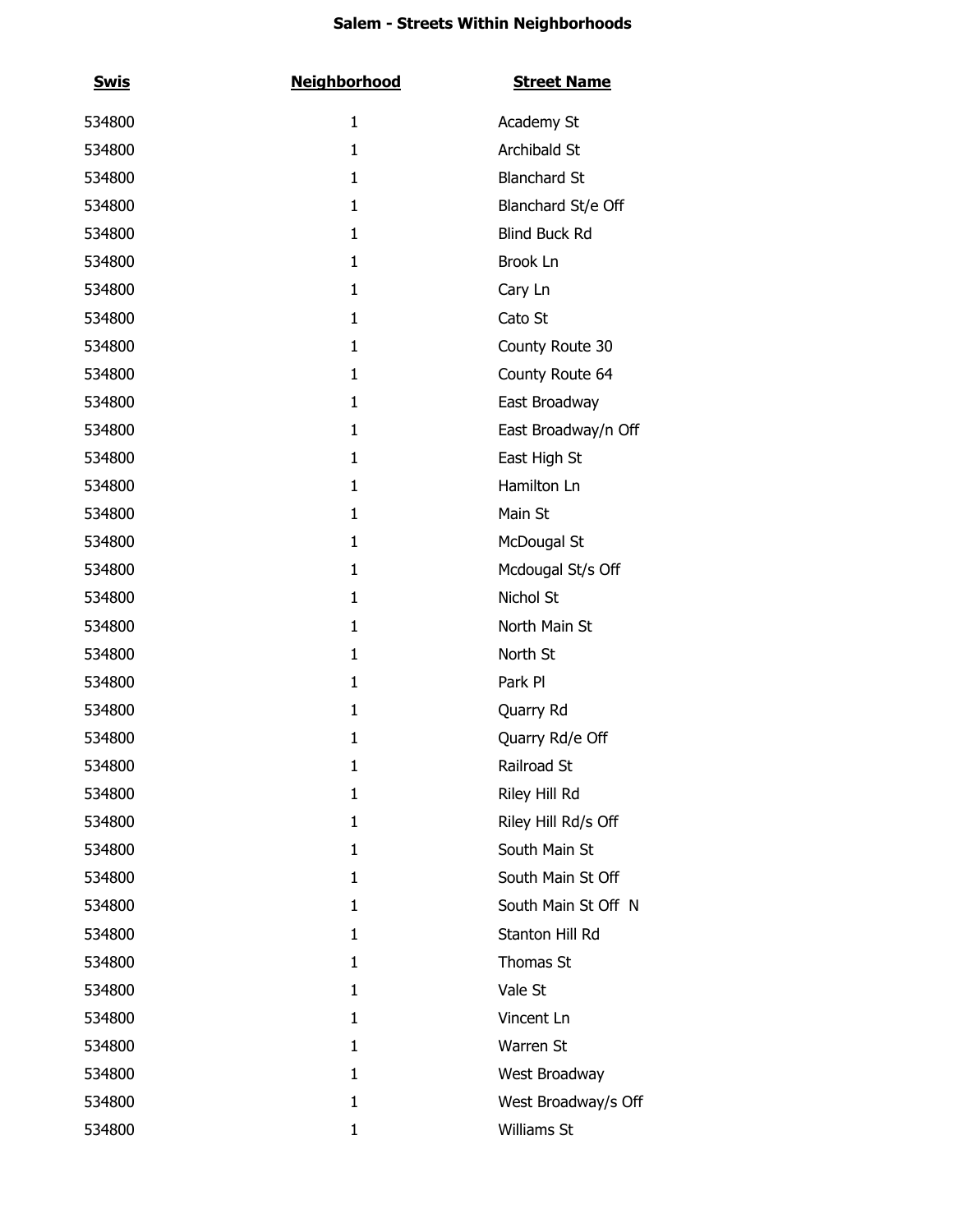**Salem - Streets Within Neighborhoods**

| Swis | Neighborhood | Street Name |
|---|---|---|
| 534800 | 1 | Academy St |
| 534800 | 1 | Archibald St |
| 534800 | 1 | Blanchard St |
| 534800 | 1 | Blanchard St/e Off |
| 534800 | 1 | Blind Buck Rd |
| 534800 | 1 | Brook Ln |
| 534800 | 1 | Cary Ln |
| 534800 | 1 | Cato St |
| 534800 | 1 | County Route 30 |
| 534800 | 1 | County Route 64 |
| 534800 | 1 | East Broadway |
| 534800 | 1 | East Broadway/n Off |
| 534800 | 1 | East High St |
| 534800 | 1 | Hamilton Ln |
| 534800 | 1 | Main St |
| 534800 | 1 | McDougal St |
| 534800 | 1 | Mcdougal St/s Off |
| 534800 | 1 | Nichol St |
| 534800 | 1 | North Main St |
| 534800 | 1 | North St |
| 534800 | 1 | Park Pl |
| 534800 | 1 | Quarry Rd |
| 534800 | 1 | Quarry Rd/e Off |
| 534800 | 1 | Railroad St |
| 534800 | 1 | Riley Hill Rd |
| 534800 | 1 | Riley Hill Rd/s Off |
| 534800 | 1 | South Main St |
| 534800 | 1 | South Main St Off |
| 534800 | 1 | South Main St Off N |
| 534800 | 1 | Stanton Hill Rd |
| 534800 | 1 | Thomas St |
| 534800 | 1 | Vale St |
| 534800 | 1 | Vincent Ln |
| 534800 | 1 | Warren St |
| 534800 | 1 | West Broadway |
| 534800 | 1 | West Broadway/s Off |
| 534800 | 1 | Williams St |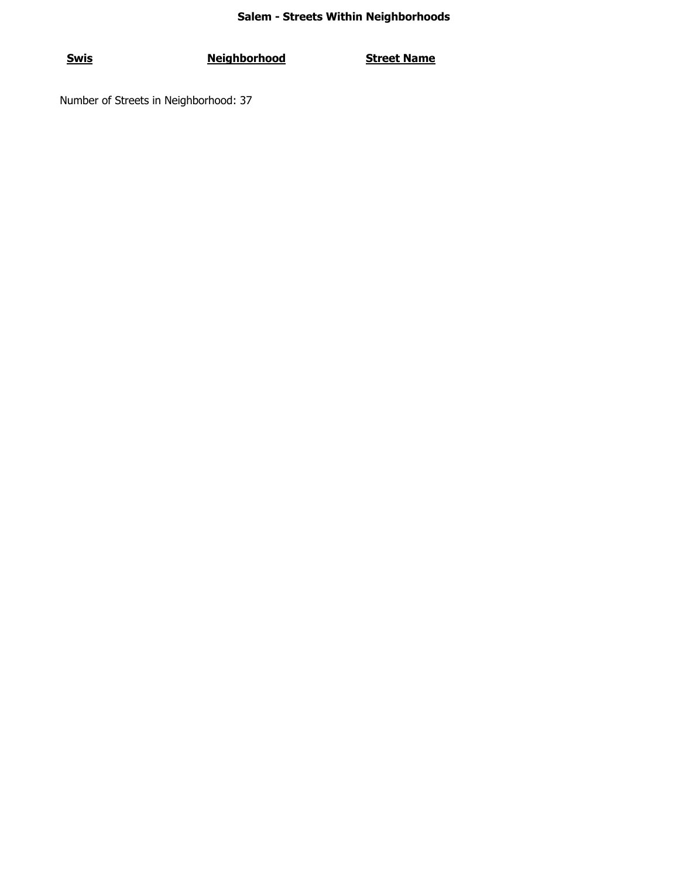**Salem - Streets Within Neighborhoods**

| Swis | Neighborhood | Street Name |
| --- | --- | --- |

Number of Streets in Neighborhood: 37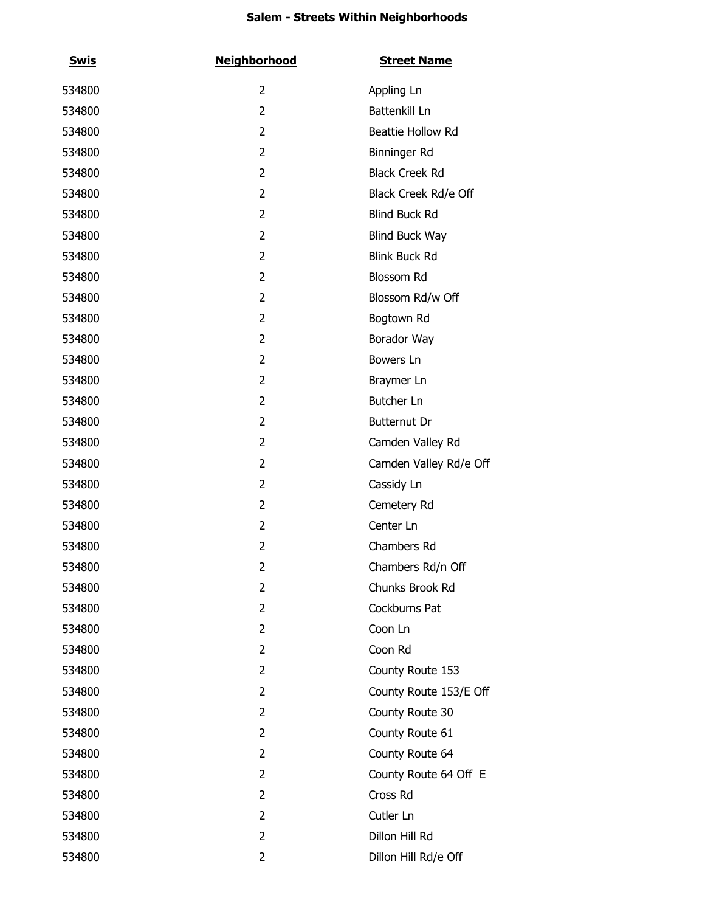**Salem - Streets Within Neighborhoods**

| Swis | Neighborhood | Street Name |
|---|---|---|
| 534800 | 2 | Appling Ln |
| 534800 | 2 | Battenkill Ln |
| 534800 | 2 | Beattie Hollow Rd |
| 534800 | 2 | Binninger Rd |
| 534800 | 2 | Black Creek Rd |
| 534800 | 2 | Black Creek Rd/e Off |
| 534800 | 2 | Blind Buck Rd |
| 534800 | 2 | Blind Buck Way |
| 534800 | 2 | Blink Buck Rd |
| 534800 | 2 | Blossom Rd |
| 534800 | 2 | Blossom Rd/w Off |
| 534800 | 2 | Bogtown Rd |
| 534800 | 2 | Borador Way |
| 534800 | 2 | Bowers Ln |
| 534800 | 2 | Braymer Ln |
| 534800 | 2 | Butcher Ln |
| 534800 | 2 | Butternut Dr |
| 534800 | 2 | Camden Valley Rd |
| 534800 | 2 | Camden Valley Rd/e Off |
| 534800 | 2 | Cassidy Ln |
| 534800 | 2 | Cemetery Rd |
| 534800 | 2 | Center Ln |
| 534800 | 2 | Chambers Rd |
| 534800 | 2 | Chambers Rd/n Off |
| 534800 | 2 | Chunks Brook Rd |
| 534800 | 2 | Cockburns Pat |
| 534800 | 2 | Coon Ln |
| 534800 | 2 | Coon Rd |
| 534800 | 2 | County Route 153 |
| 534800 | 2 | County Route 153/E Off |
| 534800 | 2 | County Route 30 |
| 534800 | 2 | County Route 61 |
| 534800 | 2 | County Route 64 |
| 534800 | 2 | County Route 64 Off E |
| 534800 | 2 | Cross Rd |
| 534800 | 2 | Cutler Ln |
| 534800 | 2 | Dillon Hill Rd |
| 534800 | 2 | Dillon Hill Rd/e Off |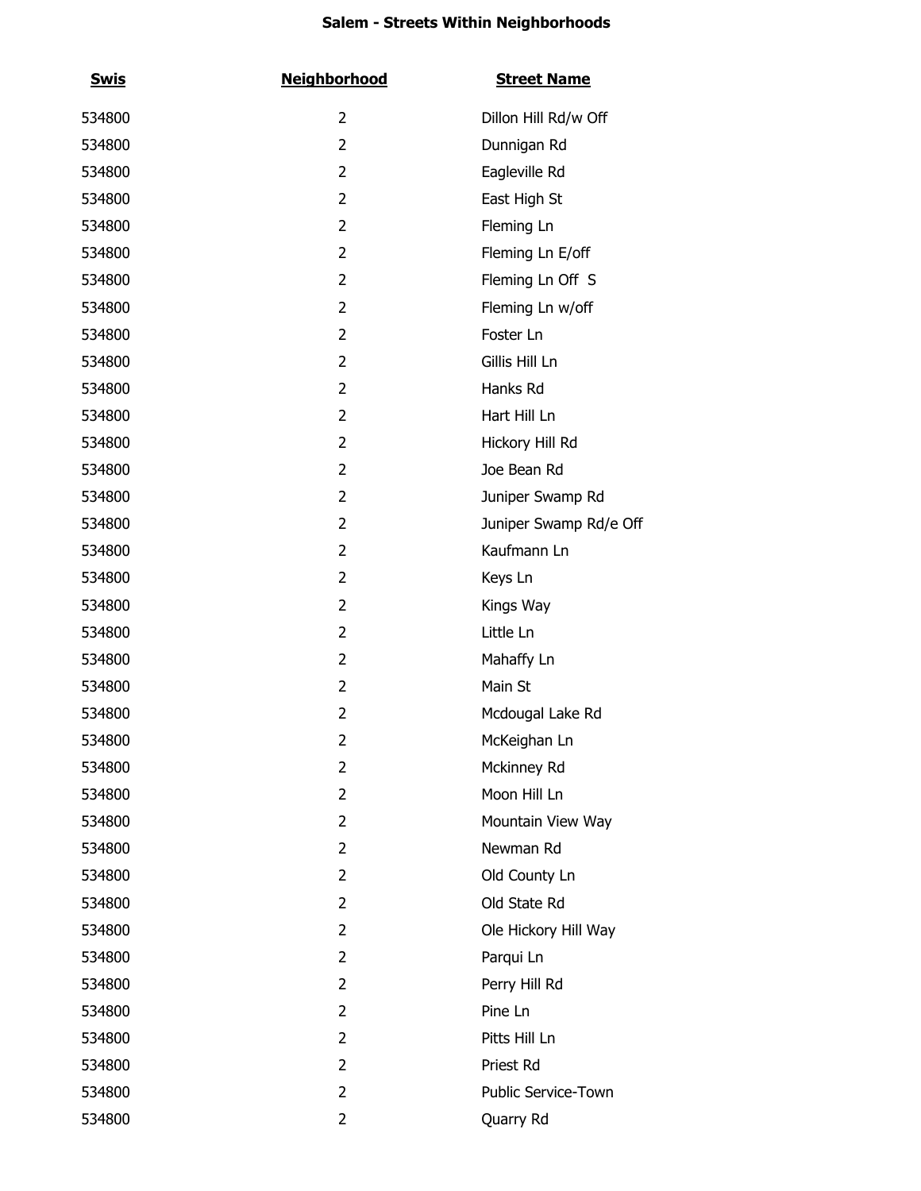# Salem - Streets Within Neighborhoods

| Swis | Neighborhood | Street Name |
| --- | --- | --- |
| 534800 | 2 | Dillon Hill Rd/w Off |
| 534800 | 2 | Dunnigan Rd |
| 534800 | 2 | Eagleville Rd |
| 534800 | 2 | East High St |
| 534800 | 2 | Fleming Ln |
| 534800 | 2 | Fleming Ln E/off |
| 534800 | 2 | Fleming Ln Off  S |
| 534800 | 2 | Fleming Ln w/off |
| 534800 | 2 | Foster Ln |
| 534800 | 2 | Gillis Hill Ln |
| 534800 | 2 | Hanks Rd |
| 534800 | 2 | Hart Hill Ln |
| 534800 | 2 | Hickory Hill Rd |
| 534800 | 2 | Joe Bean Rd |
| 534800 | 2 | Juniper Swamp Rd |
| 534800 | 2 | Juniper Swamp Rd/e Off |
| 534800 | 2 | Kaufmann Ln |
| 534800 | 2 | Keys Ln |
| 534800 | 2 | Kings Way |
| 534800 | 2 | Little Ln |
| 534800 | 2 | Mahaffy Ln |
| 534800 | 2 | Main St |
| 534800 | 2 | Mcdougal Lake Rd |
| 534800 | 2 | McKeighan Ln |
| 534800 | 2 | Mckinney Rd |
| 534800 | 2 | Moon Hill Ln |
| 534800 | 2 | Mountain View Way |
| 534800 | 2 | Newman Rd |
| 534800 | 2 | Old County Ln |
| 534800 | 2 | Old State Rd |
| 534800 | 2 | Ole Hickory Hill Way |
| 534800 | 2 | Parqui Ln |
| 534800 | 2 | Perry Hill Rd |
| 534800 | 2 | Pine Ln |
| 534800 | 2 | Pitts Hill Ln |
| 534800 | 2 | Priest Rd |
| 534800 | 2 | Public Service-Town |
| 534800 | 2 | Quarry Rd |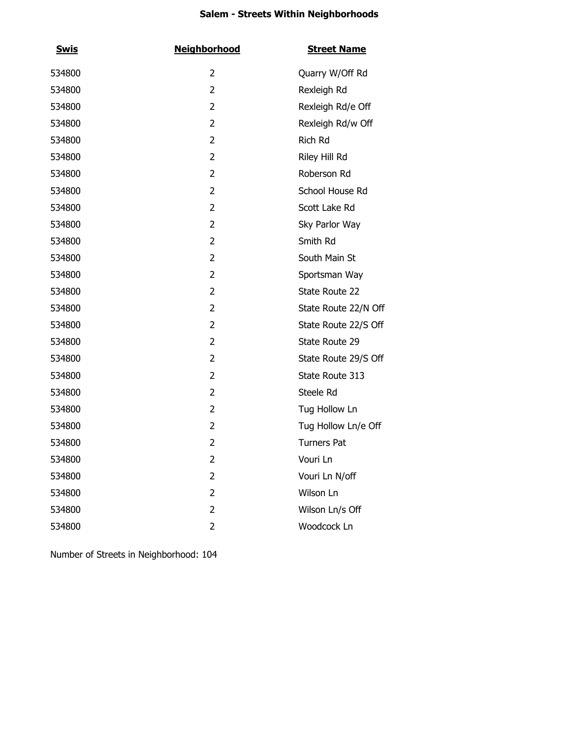**Salem - Streets Within Neighborhoods**

| Swis | Neighborhood | Street Name |
|---|---|---|
| 534800 | 2 | Quarry W/Off Rd |
| 534800 | 2 | Rexleigh Rd |
| 534800 | 2 | Rexleigh Rd/e Off |
| 534800 | 2 | Rexleigh Rd/w Off |
| 534800 | 2 | Rich Rd |
| 534800 | 2 | Riley Hill Rd |
| 534800 | 2 | Roberson Rd |
| 534800 | 2 | School House Rd |
| 534800 | 2 | Scott Lake Rd |
| 534800 | 2 | Sky Parlor Way |
| 534800 | 2 | Smith Rd |
| 534800 | 2 | South Main St |
| 534800 | 2 | Sportsman Way |
| 534800 | 2 | State Route 22 |
| 534800 | 2 | State Route 22/N Off |
| 534800 | 2 | State Route 22/S Off |
| 534800 | 2 | State Route 29 |
| 534800 | 2 | State Route 29/S Off |
| 534800 | 2 | State Route 313 |
| 534800 | 2 | Steele Rd |
| 534800 | 2 | Tug Hollow Ln |
| 534800 | 2 | Tug Hollow Ln/e Off |
| 534800 | 2 | Turners Pat |
| 534800 | 2 | Vouri Ln |
| 534800 | 2 | Vouri Ln N/off |
| 534800 | 2 | Wilson Ln |
| 534800 | 2 | Wilson Ln/s Off |
| 534800 | 2 | Woodcock Ln |

Number of Streets in Neighborhood: 104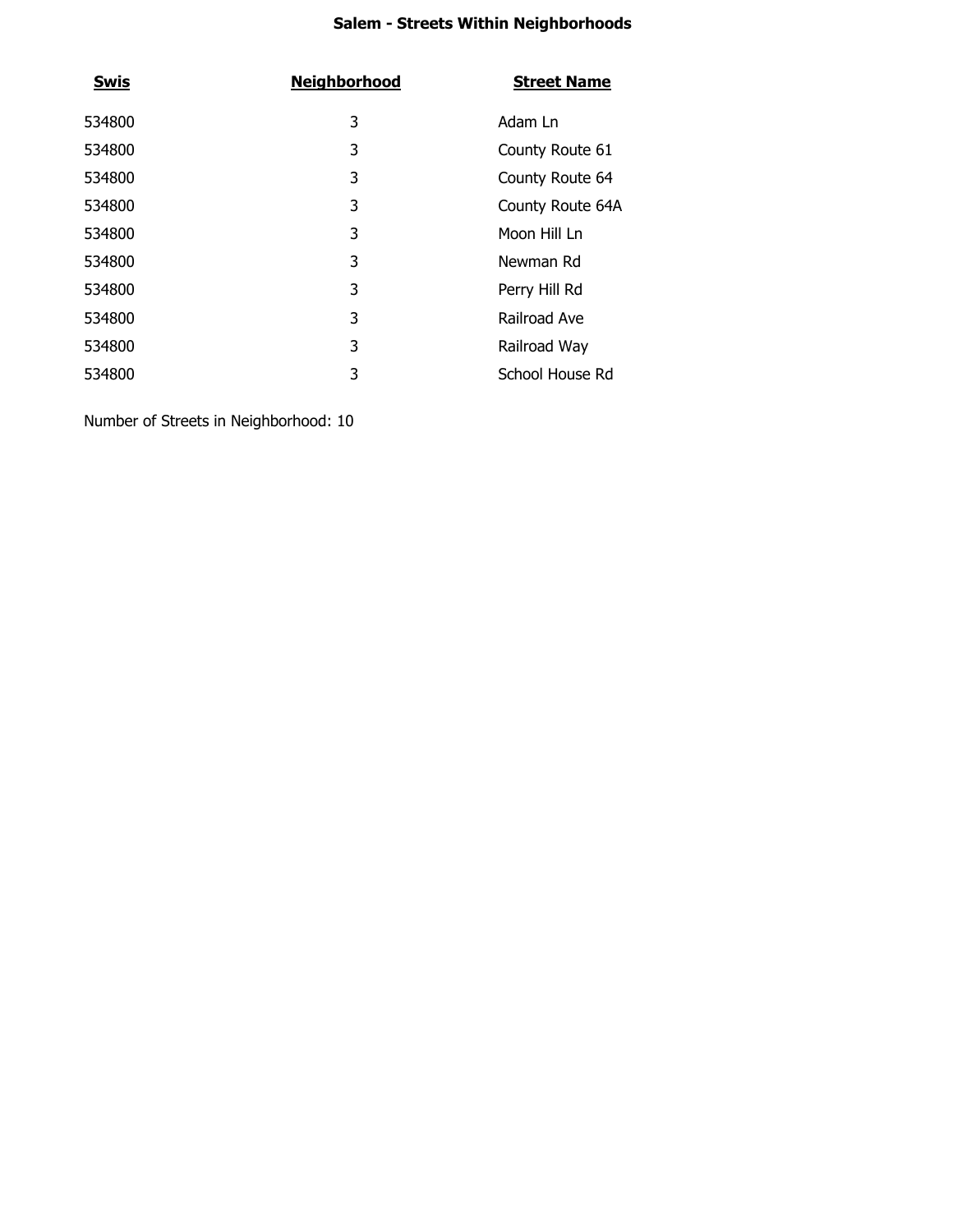# Salem - Streets Within Neighborhoods

| Swis | Neighborhood | Street Name |
|---|---|---|
| 534800 | 3 | Adam Ln |
| 534800 | 3 | County Route 61 |
| 534800 | 3 | County Route 64 |
| 534800 | 3 | County Route 64A |
| 534800 | 3 | Moon Hill Ln |
| 534800 | 3 | Newman Rd |
| 534800 | 3 | Perry Hill Rd |
| 534800 | 3 | Railroad Ave |
| 534800 | 3 | Railroad Way |
| 534800 | 3 | School House Rd |

Number of Streets in Neighborhood: 10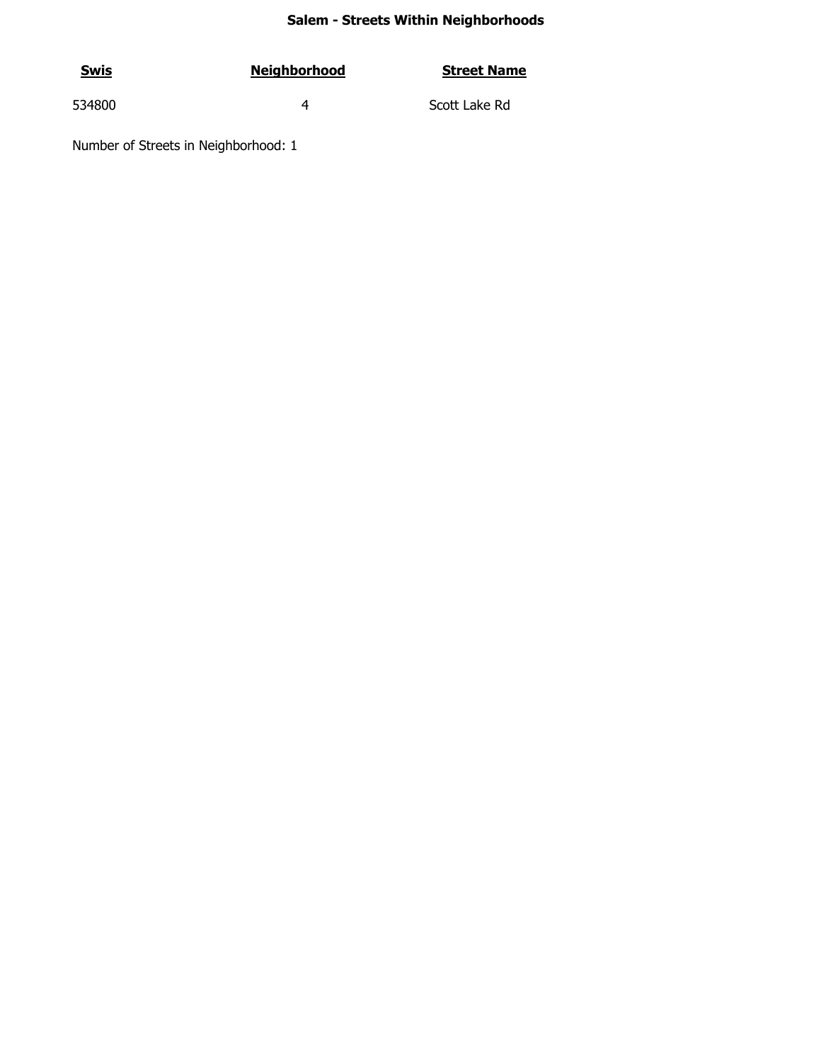# Salem - Streets Within Neighborhoods

| Swis | Neighborhood | Street Name |
|---|---|---|
| 534800 | 4 | Scott Lake Rd |

Number of Streets in Neighborhood: 1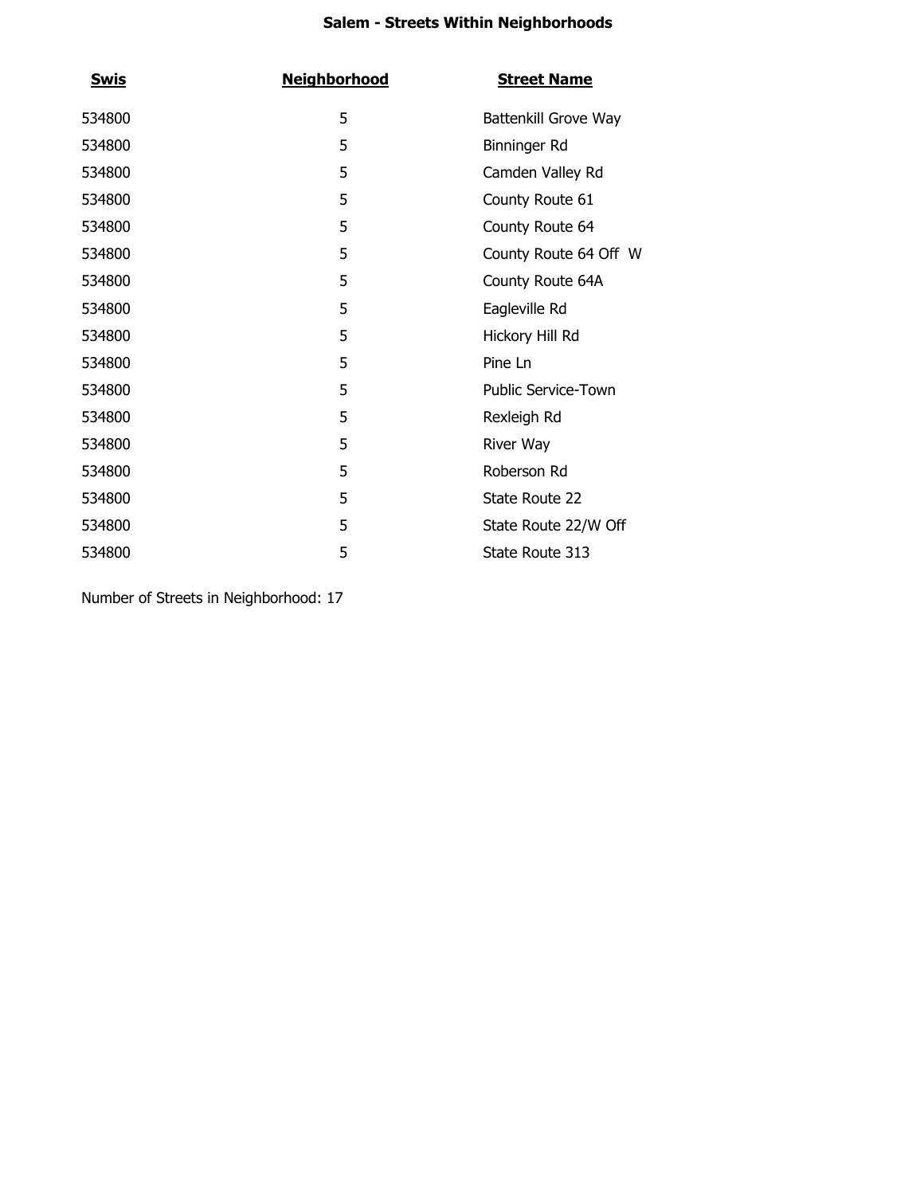**Salem - Streets Within Neighborhoods**

| Swis | Neighborhood | Street Name |
|---|---|---|
| 534800 | 5 | Battenkill Grove Way |
| 534800 | 5 | Binninger Rd |
| 534800 | 5 | Camden Valley Rd |
| 534800 | 5 | County Route 61 |
| 534800 | 5 | County Route 64 |
| 534800 | 5 | County Route 64 Off  W |
| 534800 | 5 | County Route 64A |
| 534800 | 5 | Eagleville Rd |
| 534800 | 5 | Hickory Hill Rd |
| 534800 | 5 | Pine Ln |
| 534800 | 5 | Public Service-Town |
| 534800 | 5 | Rexleigh Rd |
| 534800 | 5 | River Way |
| 534800 | 5 | Roberson Rd |
| 534800 | 5 | State Route 22 |
| 534800 | 5 | State Route 22/W Off |
| 534800 | 5 | State Route 313 |

Number of Streets in Neighborhood: 17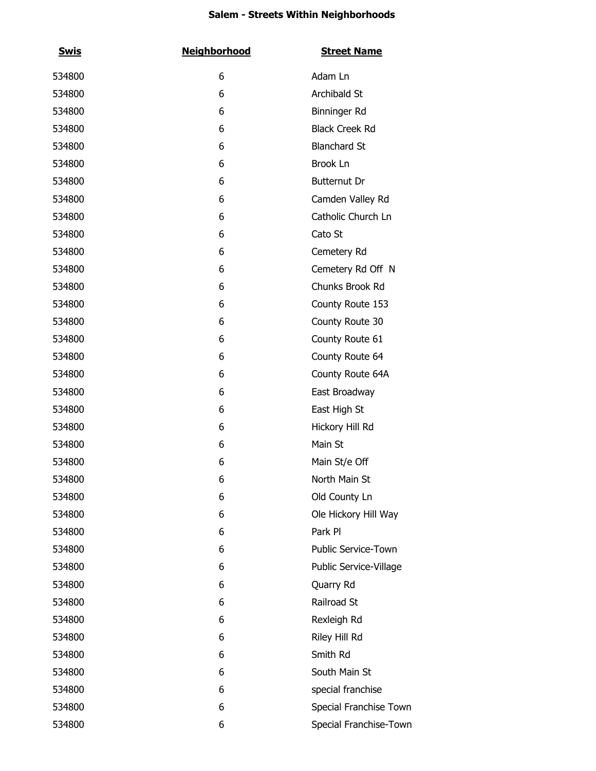# Salem - Streets Within Neighborhoods

| Swis | Neighborhood | Street Name |
|---|---|---|
| 534800 | 6 | Adam Ln |
| 534800 | 6 | Archibald St |
| 534800 | 6 | Binninger Rd |
| 534800 | 6 | Black Creek Rd |
| 534800 | 6 | Blanchard St |
| 534800 | 6 | Brook Ln |
| 534800 | 6 | Butternut Dr |
| 534800 | 6 | Camden Valley Rd |
| 534800 | 6 | Catholic Church Ln |
| 534800 | 6 | Cato St |
| 534800 | 6 | Cemetery Rd |
| 534800 | 6 | Cemetery Rd Off N |
| 534800 | 6 | Chunks Brook Rd |
| 534800 | 6 | County Route 153 |
| 534800 | 6 | County Route 30 |
| 534800 | 6 | County Route 61 |
| 534800 | 6 | County Route 64 |
| 534800 | 6 | County Route 64A |
| 534800 | 6 | East Broadway |
| 534800 | 6 | East High St |
| 534800 | 6 | Hickory Hill Rd |
| 534800 | 6 | Main St |
| 534800 | 6 | Main St/e Off |
| 534800 | 6 | North Main St |
| 534800 | 6 | Old County Ln |
| 534800 | 6 | Ole Hickory Hill Way |
| 534800 | 6 | Park Pl |
| 534800 | 6 | Public Service-Town |
| 534800 | 6 | Public Service-Village |
| 534800 | 6 | Quarry Rd |
| 534800 | 6 | Railroad St |
| 534800 | 6 | Rexleigh Rd |
| 534800 | 6 | Riley Hill Rd |
| 534800 | 6 | Smith Rd |
| 534800 | 6 | South Main St |
| 534800 | 6 | special franchise |
| 534800 | 6 | Special Franchise Town |
| 534800 | 6 | Special Franchise-Town |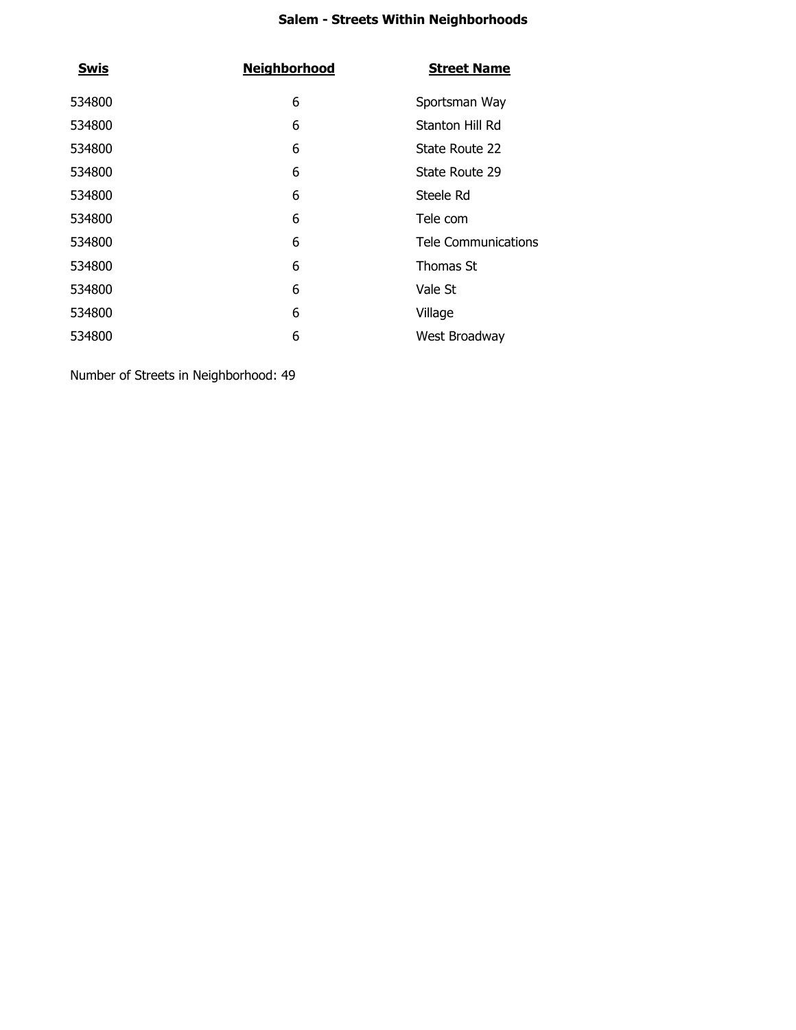**Salem - Streets Within Neighborhoods**

| Swis | Neighborhood | Street Name |
|---|---|---|
| 534800 | 6 | Sportsman Way |
| 534800 | 6 | Stanton Hill Rd |
| 534800 | 6 | State Route 22 |
| 534800 | 6 | State Route 29 |
| 534800 | 6 | Steele Rd |
| 534800 | 6 | Tele com |
| 534800 | 6 | Tele Communications |
| 534800 | 6 | Thomas St |
| 534800 | 6 | Vale St |
| 534800 | 6 | Village |
| 534800 | 6 | West Broadway |

Number of Streets in Neighborhood: 49